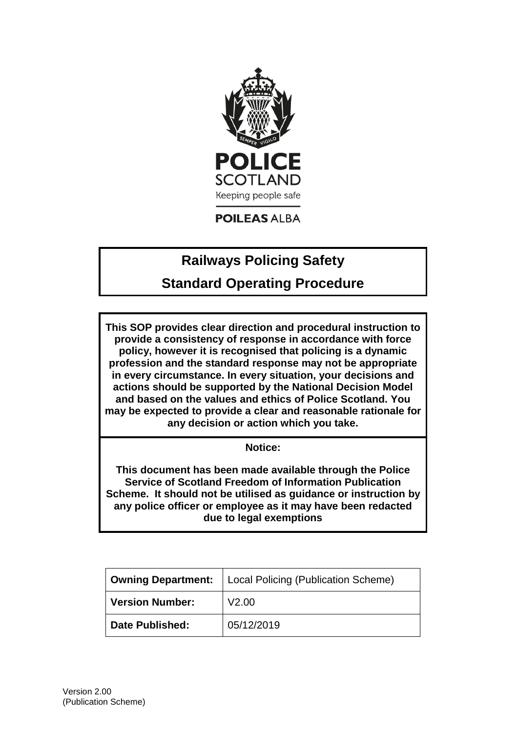POLICE SCOTLAND

Keeping people safe

POILEAS ALBA

# Railways Policing Safety

# Standard Operating Procedure

**This SOP provides clear direction and procedural instruction to provide a consistency of response in accordance with force policy, however it is recognised that policing is a dynamic profession and the standard response may not be appropriate in every circumstance. In every situation, your decisions and actions should be supported by the National Decision Model and based on the values and ethics of Police Scotland. You may be expected to provide a clear and reasonable rationale for any decision or action which you take.**

**Notice:**

**This document has been made available through the Police Service of Scotland Freedom of Information Publication Scheme. It should not be utilised as guidance or instruction by any police officer or employee as it may have been redacted due to legal exemptions**

| **Owning Department:** | Local Policing (Publication Scheme) |
|---|---|
| **Version Number:** | V2.00 |
| **Date Published:** | 05/12/2019 |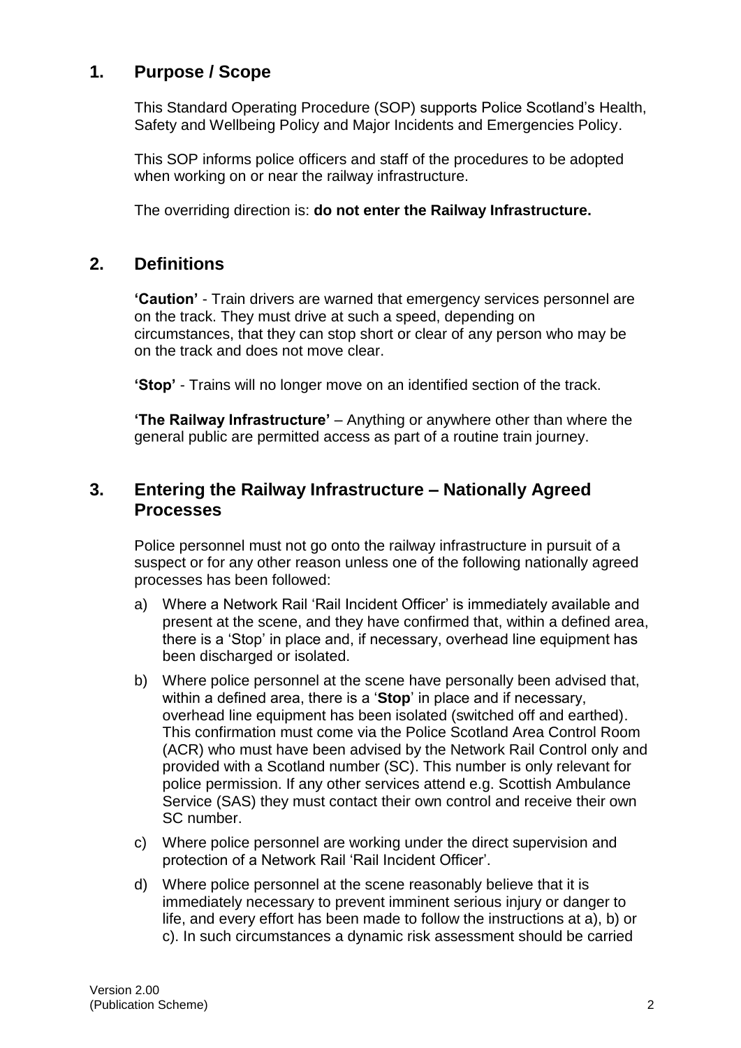## 1. Purpose / Scope

This Standard Operating Procedure (SOP) supports Police Scotland's Health, Safety and Wellbeing Policy and Major Incidents and Emergencies Policy.

This SOP informs police officers and staff of the procedures to be adopted when working on or near the railway infrastructure.

The overriding direction is: **do not enter the Railway Infrastructure.**

## 2. Definitions

**'Caution'** - Train drivers are warned that emergency services personnel are on the track. They must drive at such a speed, depending on circumstances, that they can stop short or clear of any person who may be on the track and does not move clear.

**'Stop'** - Trains will no longer move on an identified section of the track.

**'The Railway Infrastructure'** – Anything or anywhere other than where the general public are permitted access as part of a routine train journey.

## 3. Entering the Railway Infrastructure – Nationally Agreed Processes

Police personnel must not go onto the railway infrastructure in pursuit of a suspect or for any other reason unless one of the following nationally agreed processes has been followed:

a) Where a Network Rail 'Rail Incident Officer' is immediately available and present at the scene, and they have confirmed that, within a defined area, there is a 'Stop' in place and, if necessary, overhead line equipment has been discharged or isolated.

b) Where police personnel at the scene have personally been advised that, within a defined area, there is a '**Stop**' in place and if necessary, overhead line equipment has been isolated (switched off and earthed). This confirmation must come via the Police Scotland Area Control Room (ACR) who must have been advised by the Network Rail Control only and provided with a Scotland number (SC). This number is only relevant for police permission. If any other services attend e.g. Scottish Ambulance Service (SAS) they must contact their own control and receive their own SC number.

c) Where police personnel are working under the direct supervision and protection of a Network Rail 'Rail Incident Officer'.

d) Where police personnel at the scene reasonably believe that it is immediately necessary to prevent imminent serious injury or danger to life, and every effort has been made to follow the instructions at a), b) or c). In such circumstances a dynamic risk assessment should be carried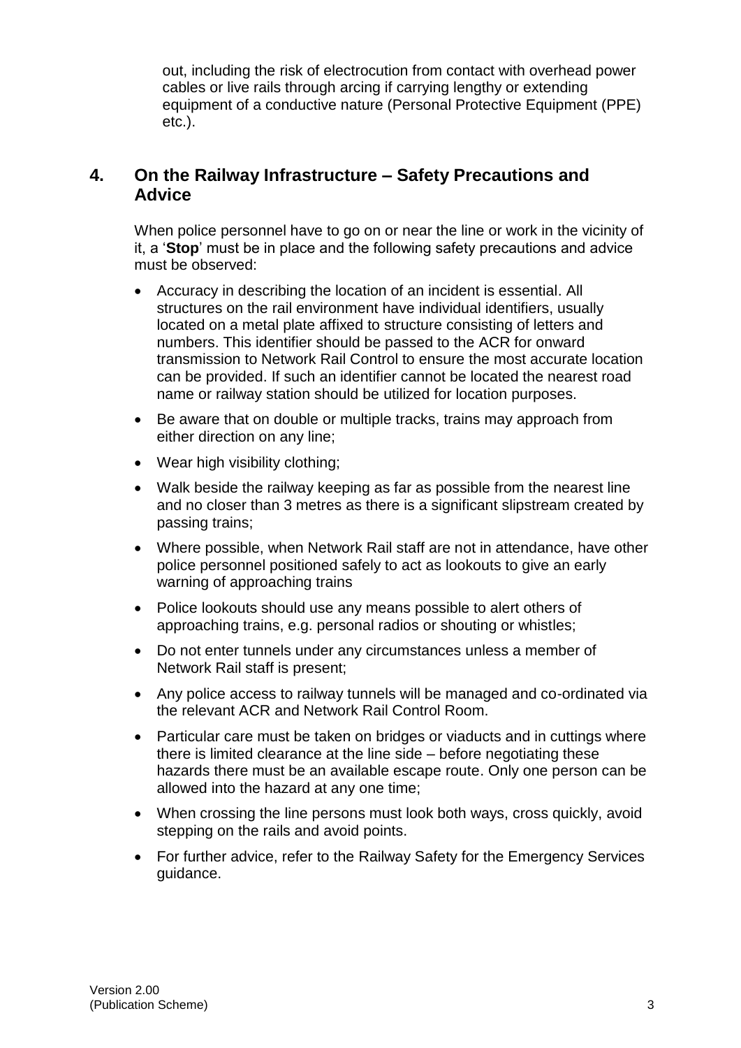out, including the risk of electrocution from contact with overhead power cables or live rails through arcing if carrying lengthy or extending equipment of a conductive nature (Personal Protective Equipment (PPE) etc.).

## 4. On the Railway Infrastructure – Safety Precautions and Advice

When police personnel have to go on or near the line or work in the vicinity of it, a '**Stop**' must be in place and the following safety precautions and advice must be observed:

- Accuracy in describing the location of an incident is essential. All structures on the rail environment have individual identifiers, usually located on a metal plate affixed to structure consisting of letters and numbers. This identifier should be passed to the ACR for onward transmission to Network Rail Control to ensure the most accurate location can be provided. If such an identifier cannot be located the nearest road name or railway station should be utilized for location purposes.
- Be aware that on double or multiple tracks, trains may approach from either direction on any line;
- Wear high visibility clothing;
- Walk beside the railway keeping as far as possible from the nearest line and no closer than 3 metres as there is a significant slipstream created by passing trains;
- Where possible, when Network Rail staff are not in attendance, have other police personnel positioned safely to act as lookouts to give an early warning of approaching trains
- Police lookouts should use any means possible to alert others of approaching trains, e.g. personal radios or shouting or whistles;
- Do not enter tunnels under any circumstances unless a member of Network Rail staff is present;
- Any police access to railway tunnels will be managed and co-ordinated via the relevant ACR and Network Rail Control Room.
- Particular care must be taken on bridges or viaducts and in cuttings where there is limited clearance at the line side – before negotiating these hazards there must be an available escape route. Only one person can be allowed into the hazard at any one time;
- When crossing the line persons must look both ways, cross quickly, avoid stepping on the rails and avoid points.
- For further advice, refer to the Railway Safety for the Emergency Services guidance.

Version 2.00
(Publication Scheme)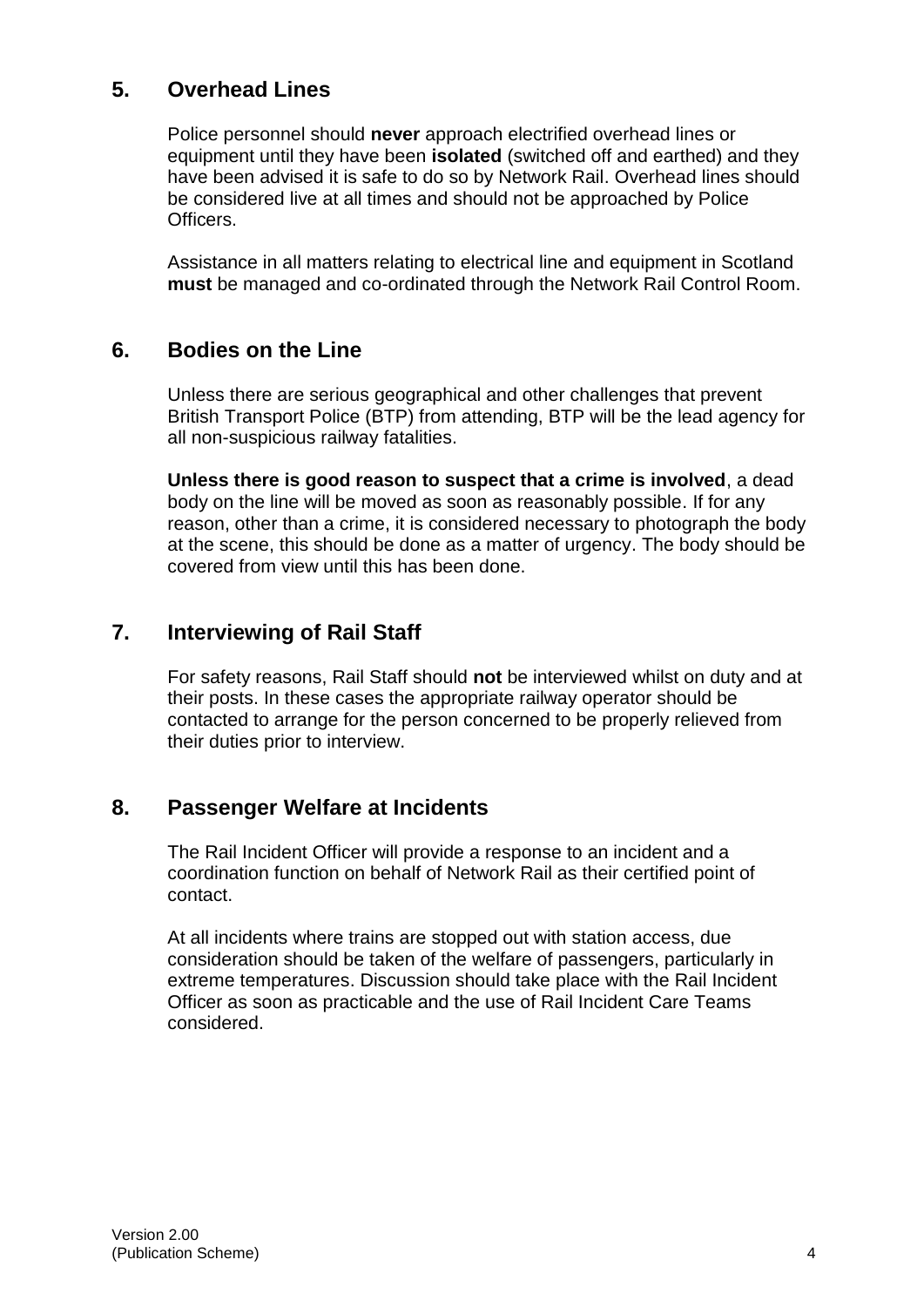## 5. Overhead Lines

Police personnel should **never** approach electrified overhead lines or equipment until they have been **isolated** (switched off and earthed) and they have been advised it is safe to do so by Network Rail. Overhead lines should be considered live at all times and should not be approached by Police Officers.

Assistance in all matters relating to electrical line and equipment in Scotland **must** be managed and co-ordinated through the Network Rail Control Room.

## 6. Bodies on the Line

Unless there are serious geographical and other challenges that prevent British Transport Police (BTP) from attending, BTP will be the lead agency for all non-suspicious railway fatalities.

**Unless there is good reason to suspect that a crime is involved**, a dead body on the line will be moved as soon as reasonably possible. If for any reason, other than a crime, it is considered necessary to photograph the body at the scene, this should be done as a matter of urgency. The body should be covered from view until this has been done.

## 7. Interviewing of Rail Staff

For safety reasons, Rail Staff should **not** be interviewed whilst on duty and at their posts. In these cases the appropriate railway operator should be contacted to arrange for the person concerned to be properly relieved from their duties prior to interview.

## 8. Passenger Welfare at Incidents

The Rail Incident Officer will provide a response to an incident and a coordination function on behalf of Network Rail as their certified point of contact.

At all incidents where trains are stopped out with station access, due consideration should be taken of the welfare of passengers, particularly in extreme temperatures. Discussion should take place with the Rail Incident Officer as soon as practicable and the use of Rail Incident Care Teams considered.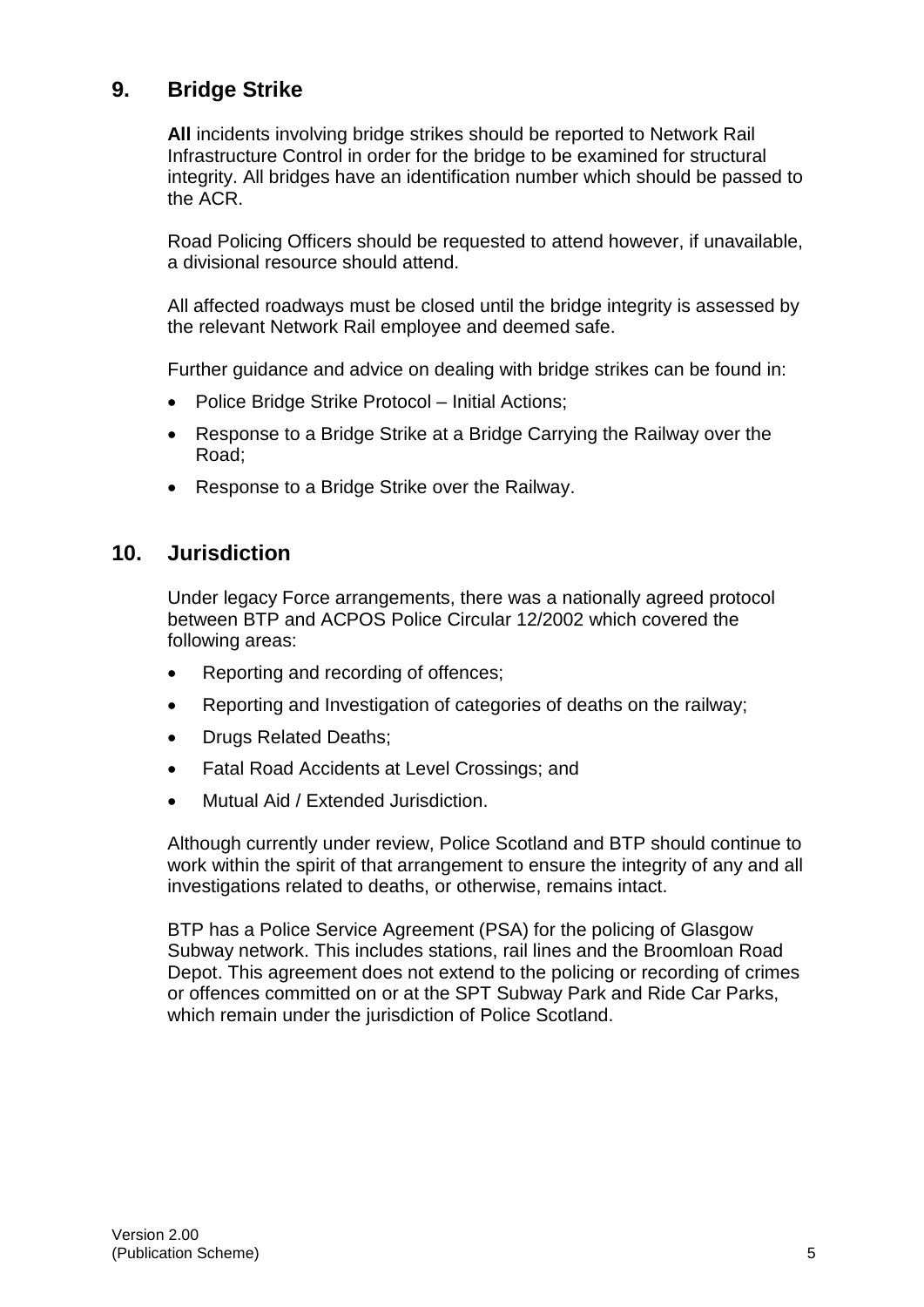## 9. Bridge Strike

**All** incidents involving bridge strikes should be reported to Network Rail Infrastructure Control in order for the bridge to be examined for structural integrity. All bridges have an identification number which should be passed to the ACR.

Road Policing Officers should be requested to attend however, if unavailable, a divisional resource should attend.

All affected roadways must be closed until the bridge integrity is assessed by the relevant Network Rail employee and deemed safe.

Further guidance and advice on dealing with bridge strikes can be found in:

- Police Bridge Strike Protocol – Initial Actions;
- Response to a Bridge Strike at a Bridge Carrying the Railway over the Road;
- Response to a Bridge Strike over the Railway.

## 10. Jurisdiction

Under legacy Force arrangements, there was a nationally agreed protocol between BTP and ACPOS Police Circular 12/2002 which covered the following areas:

- Reporting and recording of offences;
- Reporting and Investigation of categories of deaths on the railway;
- Drugs Related Deaths;
- Fatal Road Accidents at Level Crossings; and
- Mutual Aid / Extended Jurisdiction.

Although currently under review, Police Scotland and BTP should continue to work within the spirit of that arrangement to ensure the integrity of any and all investigations related to deaths, or otherwise, remains intact.

BTP has a Police Service Agreement (PSA) for the policing of Glasgow Subway network. This includes stations, rail lines and the Broomloan Road Depot. This agreement does not extend to the policing or recording of crimes or offences committed on or at the SPT Subway Park and Ride Car Parks, which remain under the jurisdiction of Police Scotland.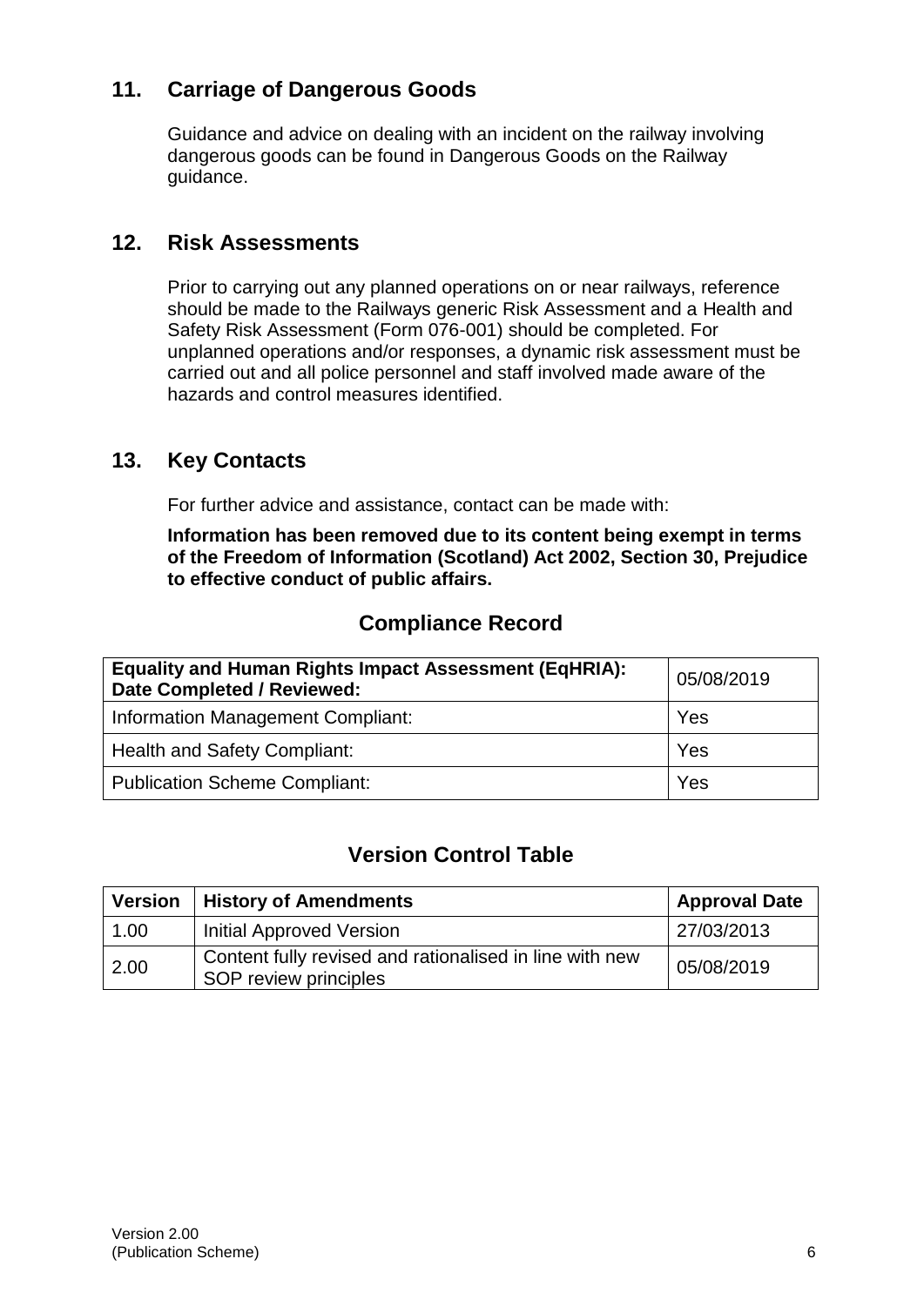## 11. Carriage of Dangerous Goods

Guidance and advice on dealing with an incident on the railway involving dangerous goods can be found in Dangerous Goods on the Railway guidance.

## 12. Risk Assessments

Prior to carrying out any planned operations on or near railways, reference should be made to the Railways generic Risk Assessment and a Health and Safety Risk Assessment (Form 076-001) should be completed. For unplanned operations and/or responses, a dynamic risk assessment must be carried out and all police personnel and staff involved made aware of the hazards and control measures identified.

## 13. Key Contacts

For further advice and assistance, contact can be made with:

**Information has been removed due to its content being exempt in terms of the Freedom of Information (Scotland) Act 2002, Section 30, Prejudice to effective conduct of public affairs.**

## Compliance Record

| | |
|---|---|
| **Equality and Human Rights Impact Assessment (EqHRIA): Date Completed / Reviewed:** | 05/08/2019 |
| Information Management Compliant: | Yes |
| Health and Safety Compliant: | Yes |
| Publication Scheme Compliant: | Yes |

## Version Control Table

| Version | History of Amendments | Approval Date |
|---|---|---|
| 1.00 | Initial Approved Version | 27/03/2013 |
| 2.00 | Content fully revised and rationalised in line with new SOP review principles | 05/08/2019 |